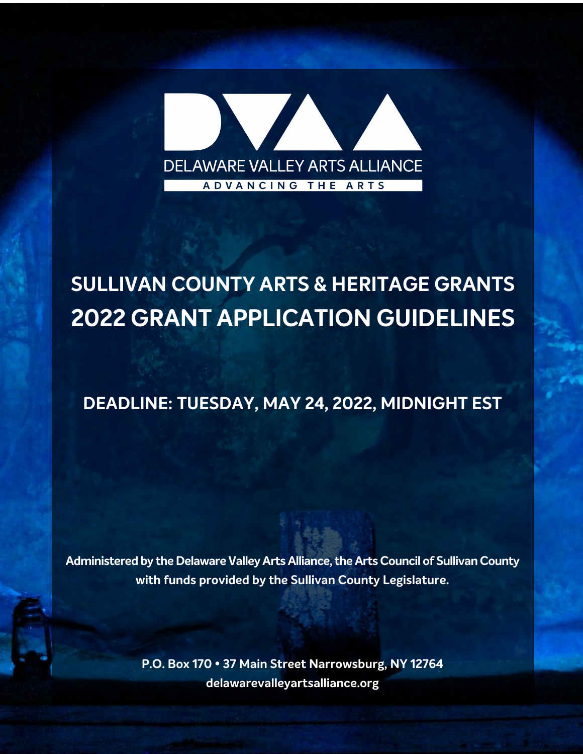# DELAWARE VALLEY ARTS ALLIANCE

ADVANCING THE ARTS

## SULLIVAN COUNTY ARTS & HERITAGE GRANTS

# 2022 GRANT APPLICATION GUIDELINES

**DEADLINE: TUESDAY, MAY 24, 2022, MIDNIGHT EST**

**Administered by the Delaware Valley Arts Alliance, the Arts Council of Sullivan County with funds provided by the Sullivan County Legislature.**

**P.O. Box 170 • 37 Main Street Narrowsburg, NY 12764**

**delawarevalleyartsalliance.org**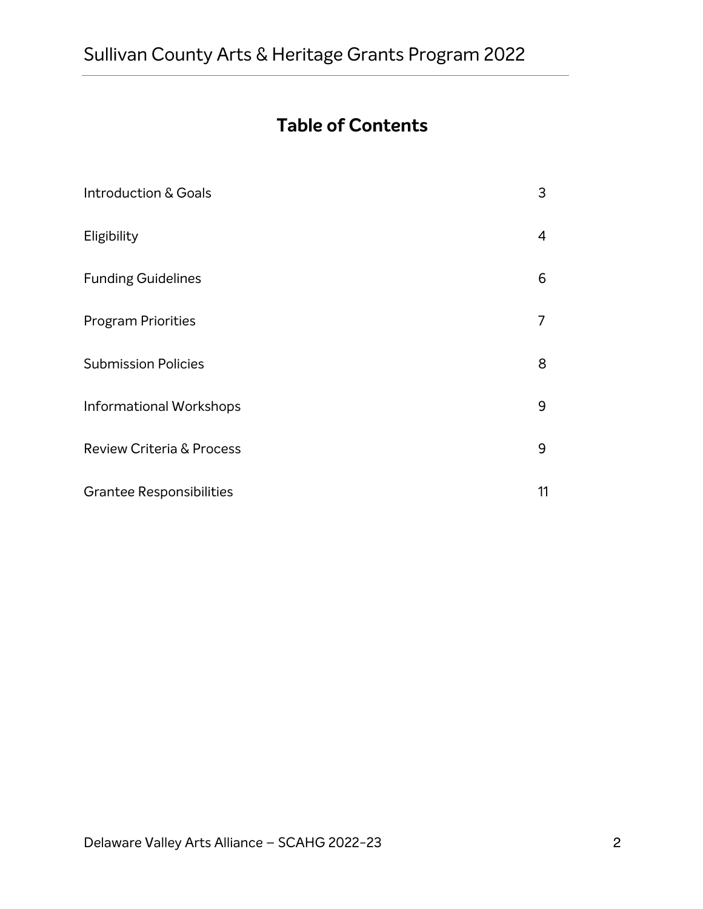# Table of Contents

| | |
|---|---|
| Introduction & Goals | 3 |
| Eligibility | 4 |
| Funding Guidelines | 6 |
| Program Priorities | 7 |
| Submission Policies | 8 |
| Informational Workshops | 9 |
| Review Criteria & Process | 9 |
| Grantee Responsibilities | 11 |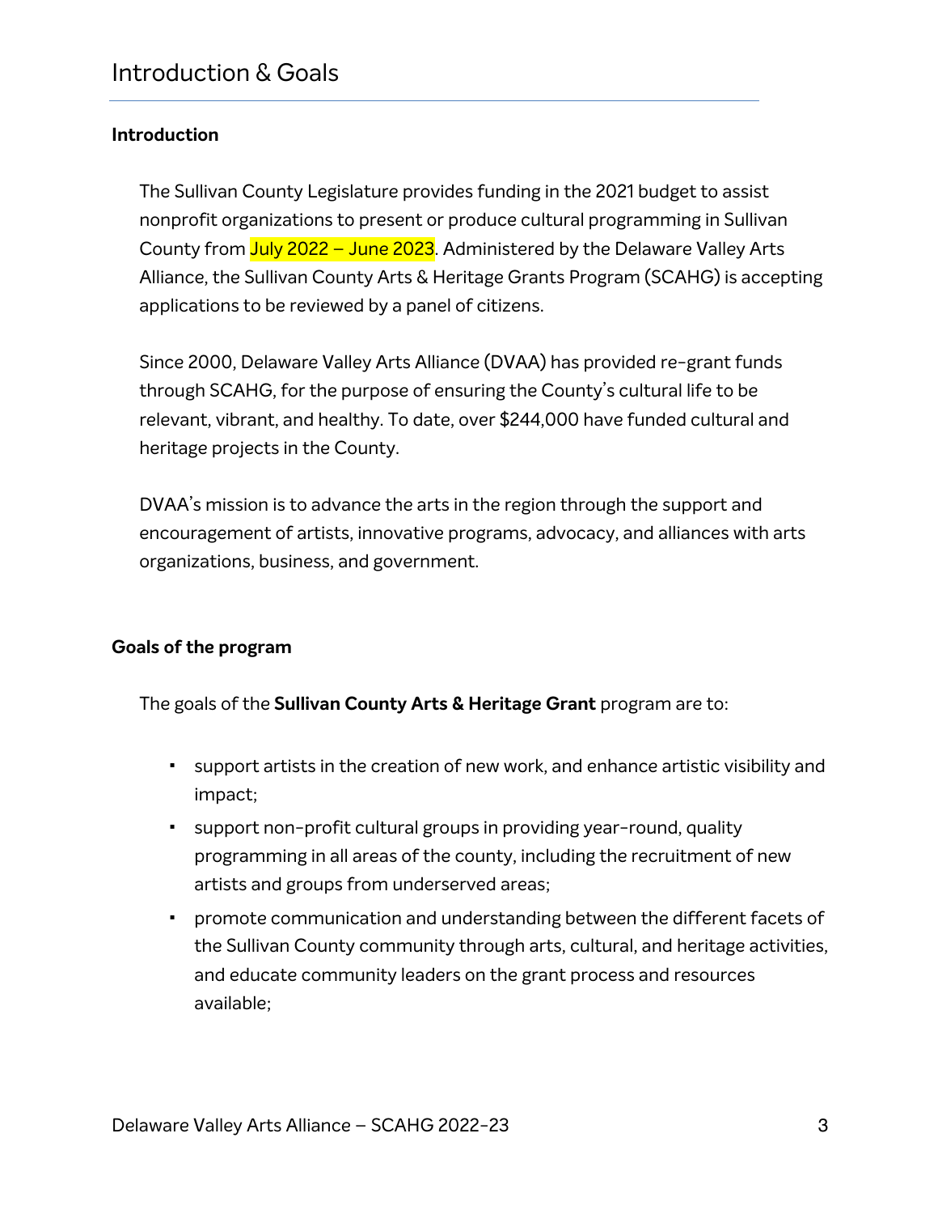# Introduction & Goals

## Introduction

The Sullivan County Legislature provides funding in the 2021 budget to assist nonprofit organizations to present or produce cultural programming in Sullivan County from July 2022 – June 2023. Administered by the Delaware Valley Arts Alliance, the Sullivan County Arts & Heritage Grants Program (SCAHG) is accepting applications to be reviewed by a panel of citizens.

Since 2000, Delaware Valley Arts Alliance (DVAA) has provided re-grant funds through SCAHG, for the purpose of ensuring the County's cultural life to be relevant, vibrant, and healthy. To date, over $244,000 have funded cultural and heritage projects in the County.

DVAA's mission is to advance the arts in the region through the support and encouragement of artists, innovative programs, advocacy, and alliances with arts organizations, business, and government.

## Goals of the program

The goals of the **Sullivan County Arts & Heritage Grant** program are to:

- support artists in the creation of new work, and enhance artistic visibility and impact;
- support non-profit cultural groups in providing year-round, quality programming in all areas of the county, including the recruitment of new artists and groups from underserved areas;
- promote communication and understanding between the different facets of the Sullivan County community through arts, cultural, and heritage activities, and educate community leaders on the grant process and resources available;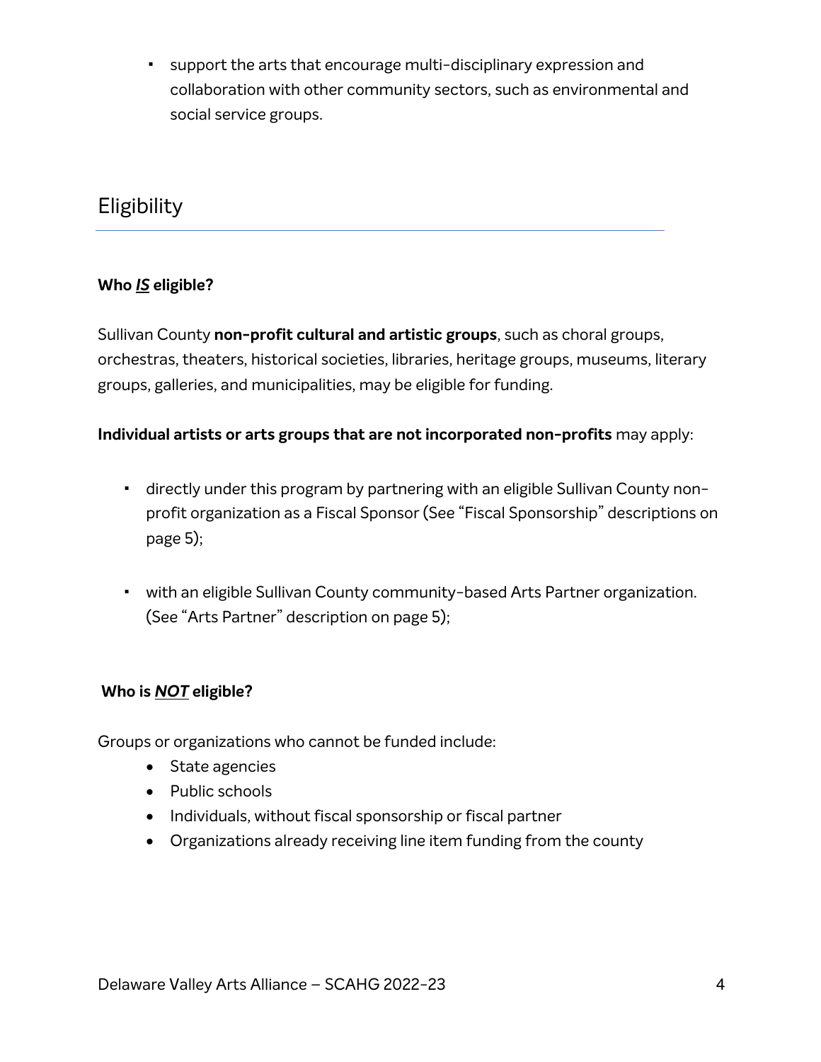- support the arts that encourage multi-disciplinary expression and collaboration with other community sectors, such as environmental and social service groups.

## Eligibility

**Who *IS* eligible?**

Sullivan County **non-profit cultural and artistic groups**, such as choral groups, orchestras, theaters, historical societies, libraries, heritage groups, museums, literary groups, galleries, and municipalities, may be eligible for funding.

**Individual artists or arts groups that are not incorporated non-profits** may apply:

- directly under this program by partnering with an eligible Sullivan County non-profit organization as a Fiscal Sponsor (See "Fiscal Sponsorship" descriptions on page 5);
- with an eligible Sullivan County community-based Arts Partner organization. (See "Arts Partner" description on page 5);

**Who is *NOT* eligible?**

Groups or organizations who cannot be funded include:

- State agencies
- Public schools
- Individuals, without fiscal sponsorship or fiscal partner
- Organizations already receiving line item funding from the county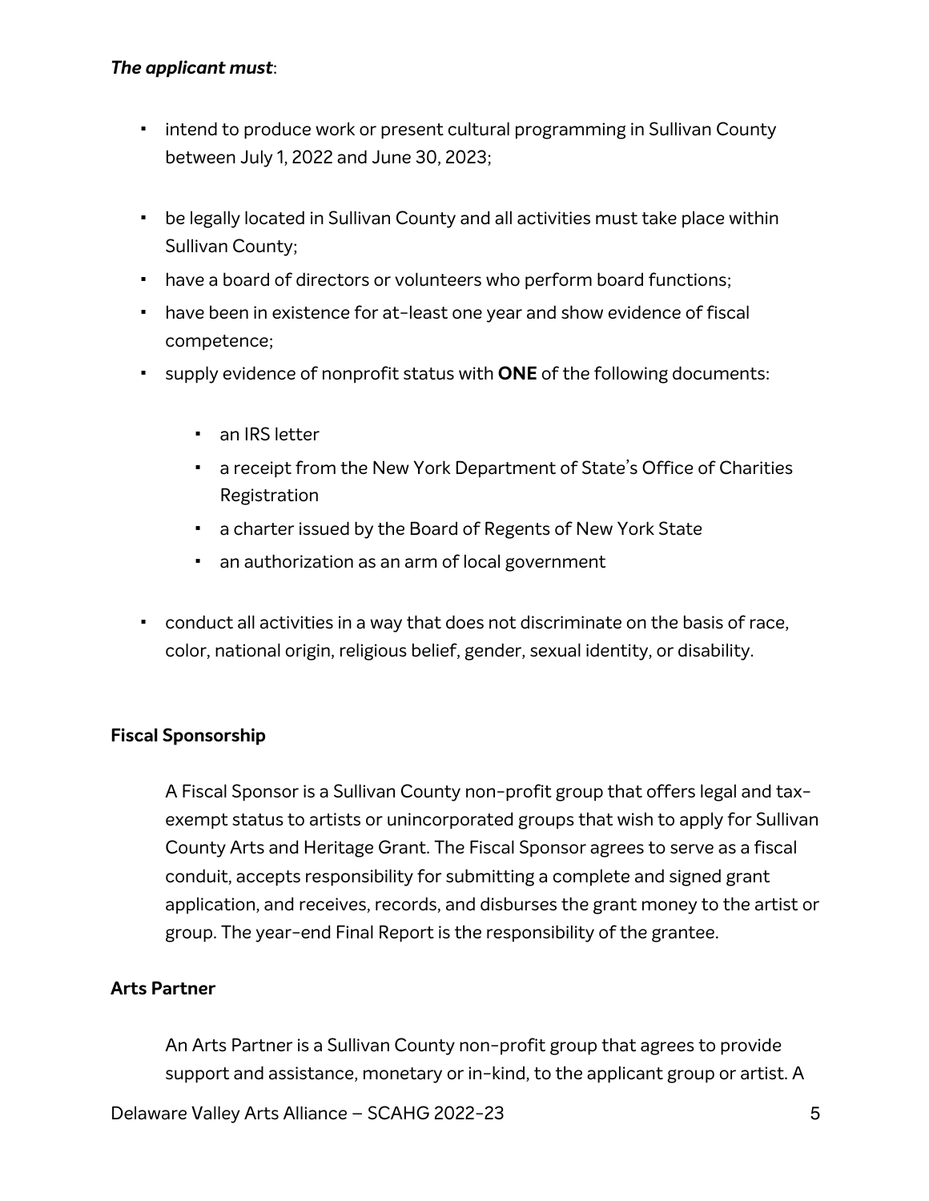***The applicant must***:

- intend to produce work or present cultural programming in Sullivan County between July 1, 2022 and June 30, 2023;
- be legally located in Sullivan County and all activities must take place within Sullivan County;
- have a board of directors or volunteers who perform board functions;
- have been in existence for at-least one year and show evidence of fiscal competence;
- supply evidence of nonprofit status with **ONE** of the following documents:
  - an IRS letter
  - a receipt from the New York Department of State's Office of Charities Registration
  - a charter issued by the Board of Regents of New York State
  - an authorization as an arm of local government
- conduct all activities in a way that does not discriminate on the basis of race, color, national origin, religious belief, gender, sexual identity, or disability.

**Fiscal Sponsorship**

A Fiscal Sponsor is a Sullivan County non-profit group that offers legal and tax-exempt status to artists or unincorporated groups that wish to apply for Sullivan County Arts and Heritage Grant. The Fiscal Sponsor agrees to serve as a fiscal conduit, accepts responsibility for submitting a complete and signed grant application, and receives, records, and disburses the grant money to the artist or group. The year-end Final Report is the responsibility of the grantee.

**Arts Partner**

An Arts Partner is a Sullivan County non-profit group that agrees to provide support and assistance, monetary or in-kind, to the applicant group or artist. A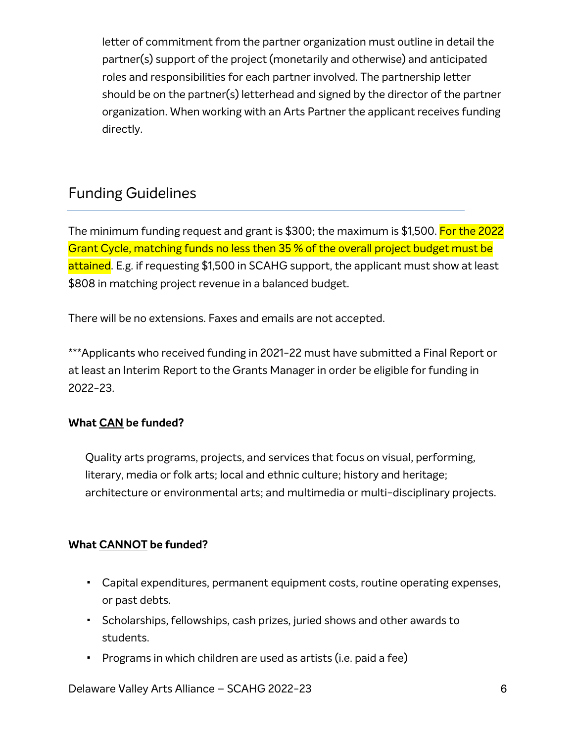letter of commitment from the partner organization must outline in detail the partner(s) support of the project (monetarily and otherwise) and anticipated roles and responsibilities for each partner involved. The partnership letter should be on the partner(s) letterhead and signed by the director of the partner organization. When working with an Arts Partner the applicant receives funding directly.

## Funding Guidelines

The minimum funding request and grant is $300; the maximum is $1,500. For the 2022 Grant Cycle, matching funds no less then 35 % of the overall project budget must be attained. E.g. if requesting $1,500 in SCAHG support, the applicant must show at least $808 in matching project revenue in a balanced budget.

There will be no extensions. Faxes and emails are not accepted.

***Applicants who received funding in 2021-22 must have submitted a Final Report or at least an Interim Report to the Grants Manager in order be eligible for funding in 2022-23.

**What CAN be funded?**

Quality arts programs, projects, and services that focus on visual, performing, literary, media or folk arts; local and ethnic culture; history and heritage; architecture or environmental arts; and multimedia or multi-disciplinary projects.

**What CANNOT be funded?**

- Capital expenditures, permanent equipment costs, routine operating expenses, or past debts.
- Scholarships, fellowships, cash prizes, juried shows and other awards to students.
- Programs in which children are used as artists (i.e. paid a fee)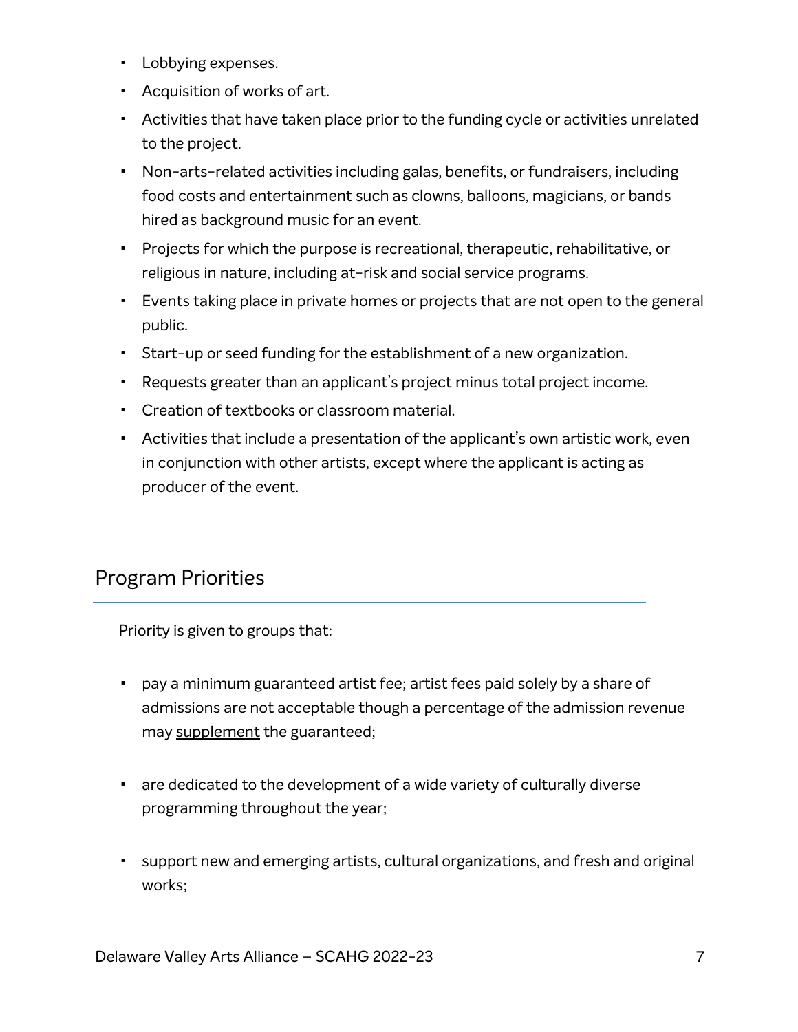- Lobbying expenses.
- Acquisition of works of art.
- Activities that have taken place prior to the funding cycle or activities unrelated to the project.
- Non-arts-related activities including galas, benefits, or fundraisers, including food costs and entertainment such as clowns, balloons, magicians, or bands hired as background music for an event.
- Projects for which the purpose is recreational, therapeutic, rehabilitative, or religious in nature, including at-risk and social service programs.
- Events taking place in private homes or projects that are not open to the general public.
- Start-up or seed funding for the establishment of a new organization.
- Requests greater than an applicant's project minus total project income.
- Creation of textbooks or classroom material.
- Activities that include a presentation of the applicant's own artistic work, even in conjunction with other artists, except where the applicant is acting as producer of the event.

## Program Priorities

Priority is given to groups that:

- pay a minimum guaranteed artist fee; artist fees paid solely by a share of admissions are not acceptable though a percentage of the admission revenue may <u>supplement</u> the guaranteed;
- are dedicated to the development of a wide variety of culturally diverse programming throughout the year;
- support new and emerging artists, cultural organizations, and fresh and original works;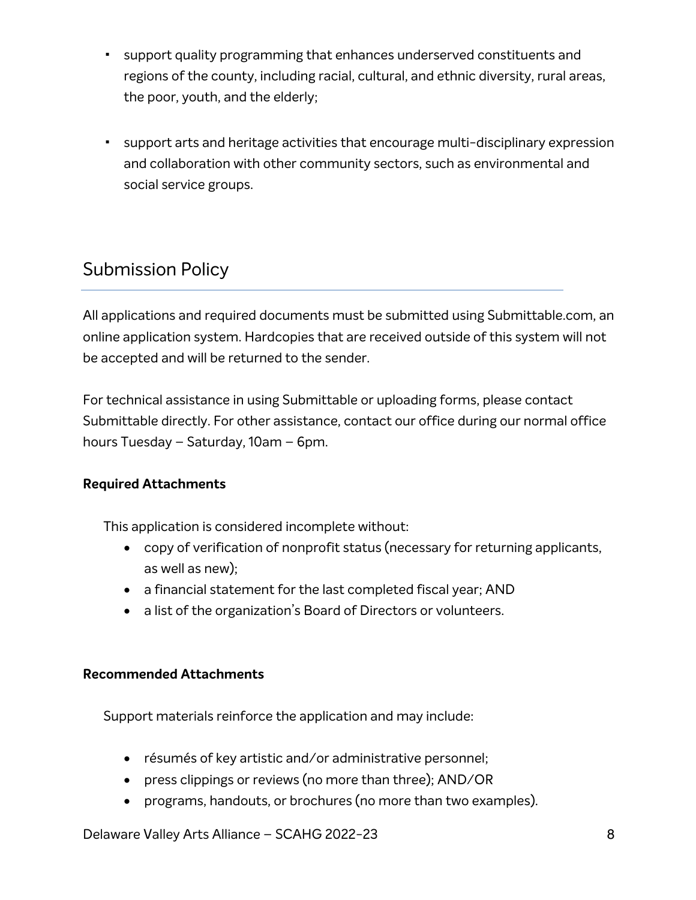- support quality programming that enhances underserved constituents and regions of the county, including racial, cultural, and ethnic diversity, rural areas, the poor, youth, and the elderly;

- support arts and heritage activities that encourage multi-disciplinary expression and collaboration with other community sectors, such as environmental and social service groups.

## Submission Policy

All applications and required documents must be submitted using Submittable.com, an online application system. Hardcopies that are received outside of this system will not be accepted and will be returned to the sender.

For technical assistance in using Submittable or uploading forms, please contact Submittable directly. For other assistance, contact our office during our normal office hours Tuesday – Saturday, 10am – 6pm.

**Required Attachments**

This application is considered incomplete without:

- copy of verification of nonprofit status (necessary for returning applicants, as well as new);
- a financial statement for the last completed fiscal year; AND
- a list of the organization's Board of Directors or volunteers.

**Recommended Attachments**

Support materials reinforce the application and may include:

- résumés of key artistic and/or administrative personnel;
- press clippings or reviews (no more than three); AND/OR
- programs, handouts, or brochures (no more than two examples).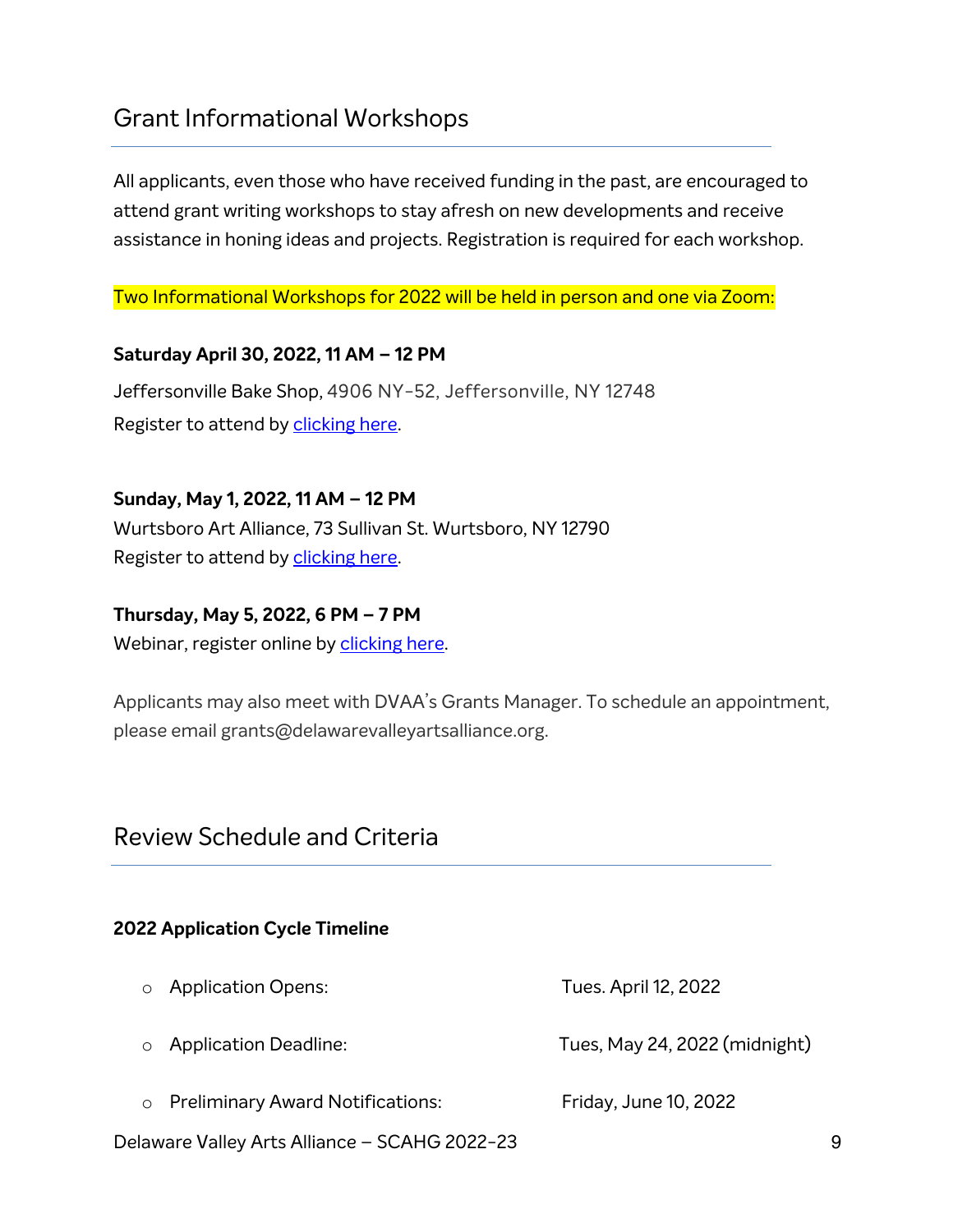## Grant Informational Workshops

All applicants, even those who have received funding in the past, are encouraged to attend grant writing workshops to stay afresh on new developments and receive assistance in honing ideas and projects. Registration is required for each workshop.

Two Informational Workshops for 2022 will be held in person and one via Zoom:

**Saturday April 30, 2022, 11 AM – 12 PM**

Jeffersonville Bake Shop, 4906 NY-52, Jeffersonville, NY 12748
Register to attend by clicking here.

**Sunday, May 1, 2022, 11 AM – 12 PM**
Wurtsboro Art Alliance, 73 Sullivan St. Wurtsboro, NY 12790
Register to attend by clicking here.

**Thursday, May 5, 2022, 6 PM – 7 PM**
Webinar, register online by clicking here.

Applicants may also meet with DVAA's Grants Manager. To schedule an appointment, please email grants@delawarevalleyartsalliance.org.

## Review Schedule and Criteria

**2022 Application Cycle Timeline**

- Application Opens: Tues. April 12, 2022
- Application Deadline: Tues, May 24, 2022 (midnight)
- Preliminary Award Notifications: Friday, June 10, 2022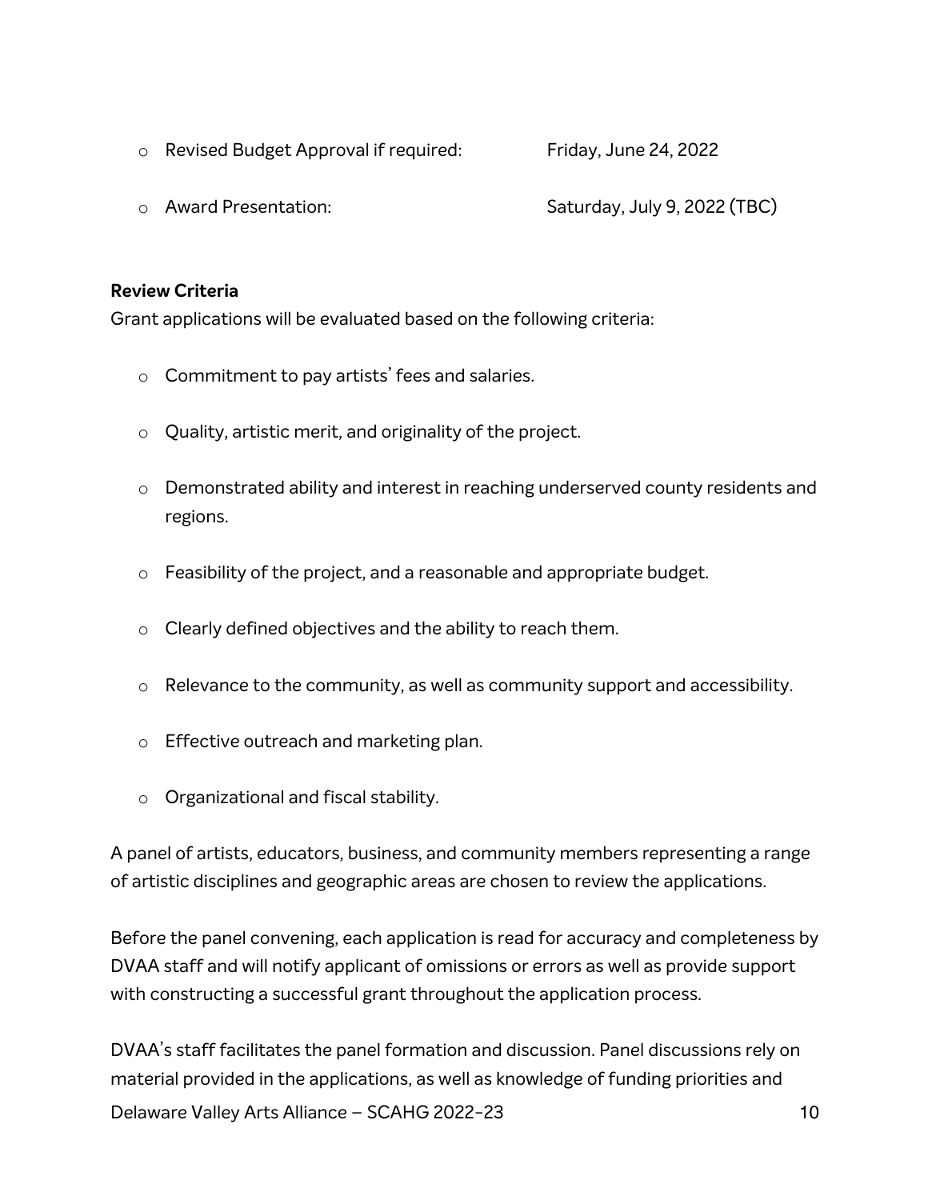- Revised Budget Approval if required: Friday, June 24, 2022
- Award Presentation: Saturday, July 9, 2022 (TBC)

**Review Criteria**

Grant applications will be evaluated based on the following criteria:

- Commitment to pay artists' fees and salaries.
- Quality, artistic merit, and originality of the project.
- Demonstrated ability and interest in reaching underserved county residents and regions.
- Feasibility of the project, and a reasonable and appropriate budget.
- Clearly defined objectives and the ability to reach them.
- Relevance to the community, as well as community support and accessibility.
- Effective outreach and marketing plan.
- Organizational and fiscal stability.

A panel of artists, educators, business, and community members representing a range of artistic disciplines and geographic areas are chosen to review the applications.

Before the panel convening, each application is read for accuracy and completeness by DVAA staff and will notify applicant of omissions or errors as well as provide support with constructing a successful grant throughout the application process.

DVAA's staff facilitates the panel formation and discussion. Panel discussions rely on material provided in the applications, as well as knowledge of funding priorities and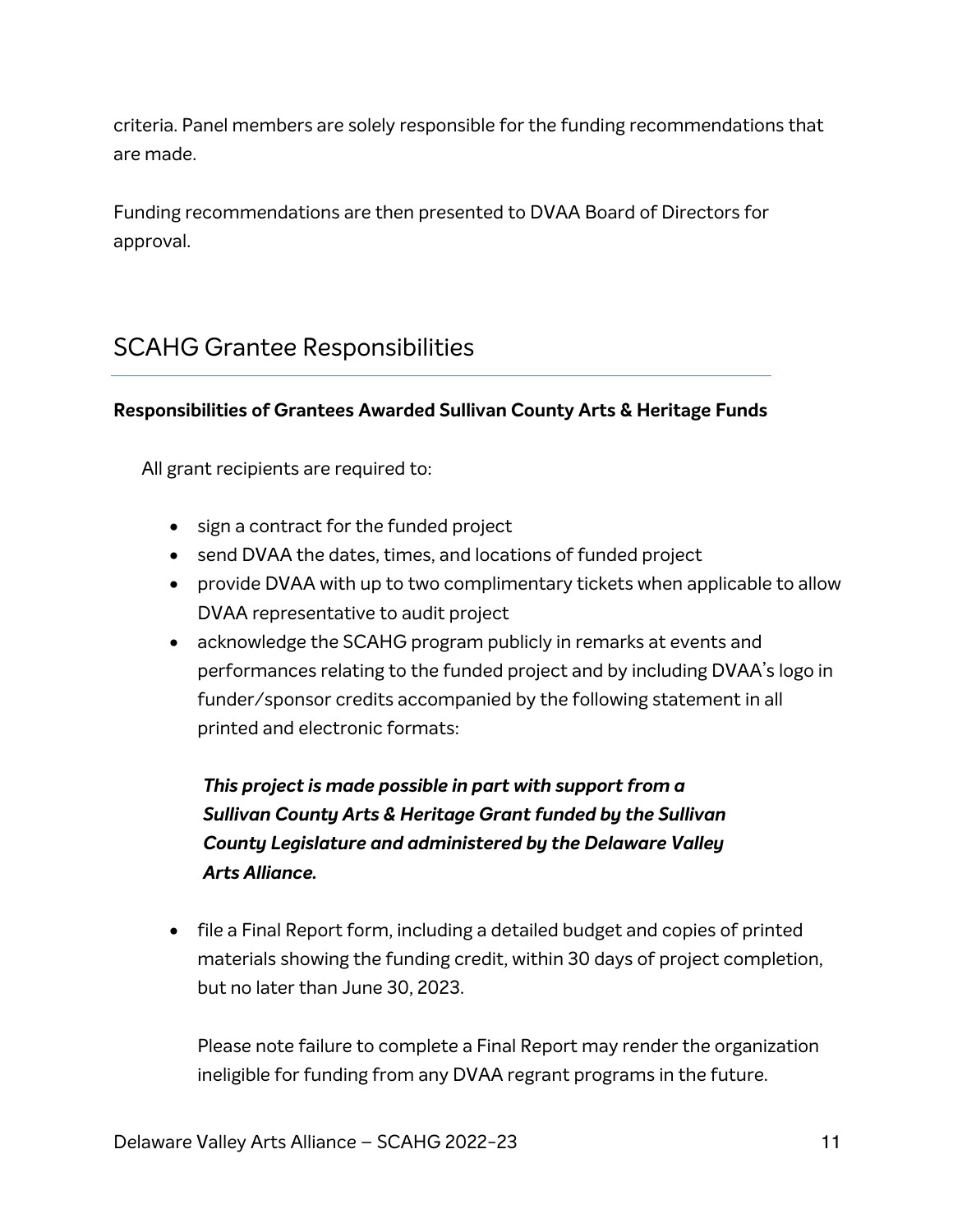criteria. Panel members are solely responsible for the funding recommendations that are made.

Funding recommendations are then presented to DVAA Board of Directors for approval.

## SCAHG Grantee Responsibilities

**Responsibilities of Grantees Awarded Sullivan County Arts & Heritage Funds**

All grant recipients are required to:

- sign a contract for the funded project
- send DVAA the dates, times, and locations of funded project
- provide DVAA with up to two complimentary tickets when applicable to allow DVAA representative to audit project
- acknowledge the SCAHG program publicly in remarks at events and performances relating to the funded project and by including DVAA's logo in funder/sponsor credits accompanied by the following statement in all printed and electronic formats:

  ***This project is made possible in part with support from a Sullivan County Arts & Heritage Grant funded by the Sullivan County Legislature and administered by the Delaware Valley Arts Alliance.***

- file a Final Report form, including a detailed budget and copies of printed materials showing the funding credit, within 30 days of project completion, but no later than June 30, 2023.

  Please note failure to complete a Final Report may render the organization ineligible for funding from any DVAA regrant programs in the future.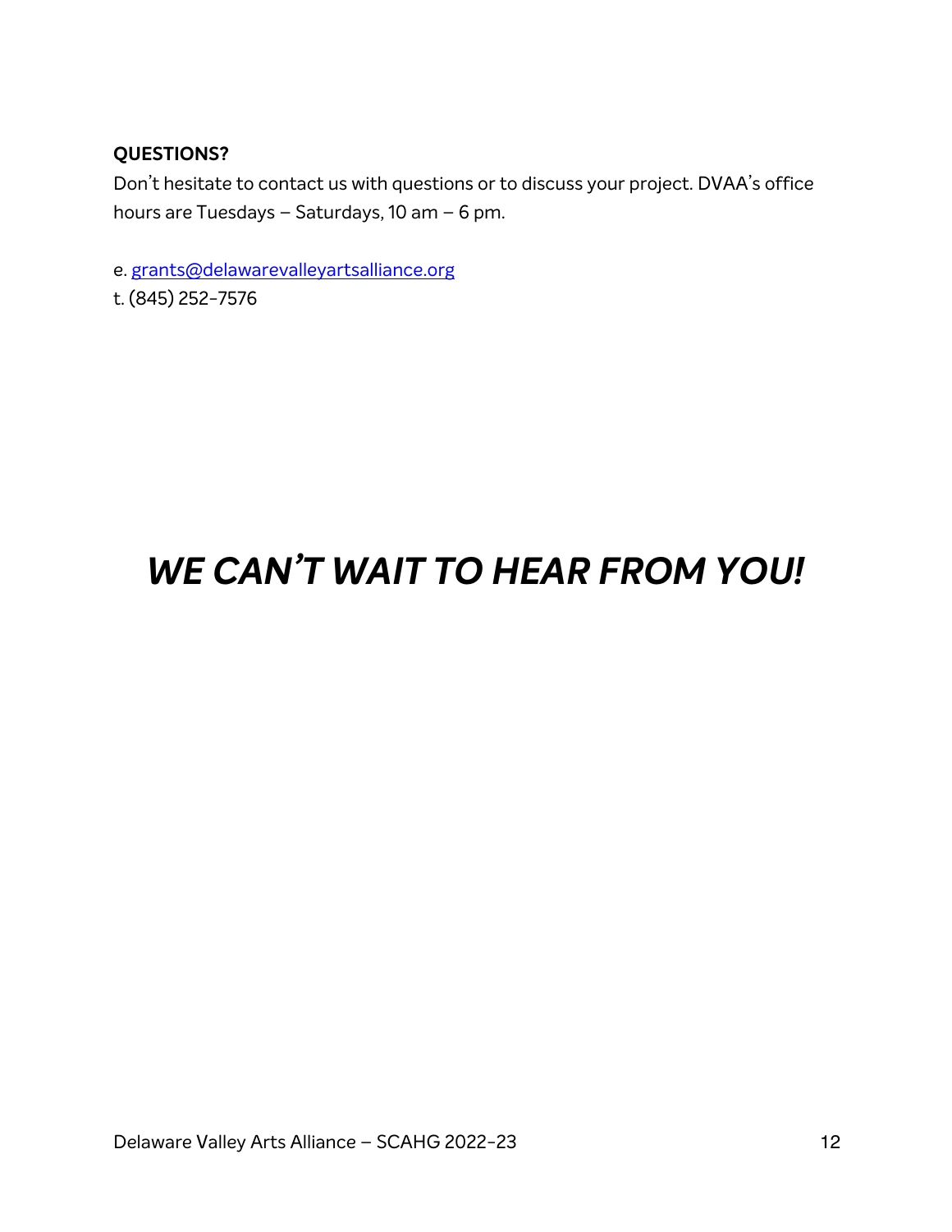**QUESTIONS?**

Don’t hesitate to contact us with questions or to discuss your project. DVAA’s office hours are Tuesdays – Saturdays, 10 am – 6 pm.

e. grants@delawarevalleyartsalliance.org
t. (845) 252-7576

# *WE CAN’T WAIT TO HEAR FROM YOU!*